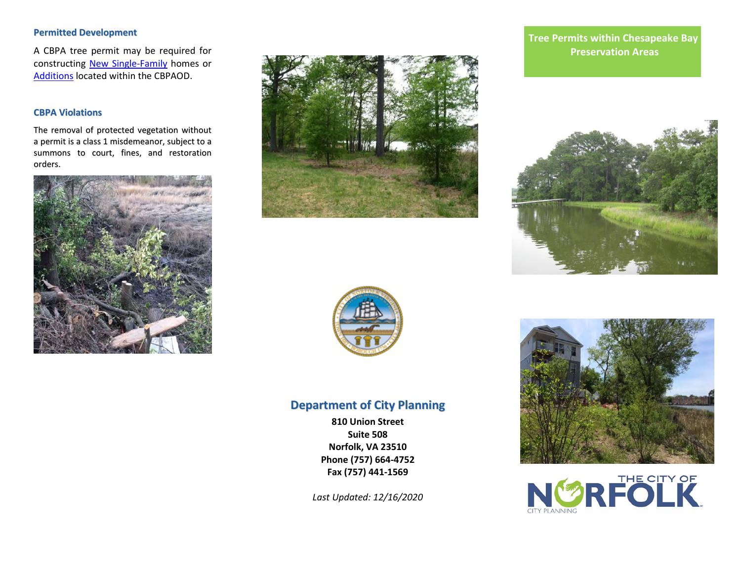### Permitted Development

A CBPA tree permit may be required for constructing [New Single-Family](#) homes or [Additions](#) located within the CBPAOD.

### CBPA Violations

The removal of protected vegetation without a permit is a class 1 misdemeanor, subject to a summons to court, fines, and restoration orders.

## Department of City Planning

**810 Union Street**
**Suite 508**
**Norfolk, VA 23510**
**Phone (757) 664-4752**
**Fax (757) 441-1569**

*Last Updated: 12/16/2020*

# Tree Permits within Chesapeake Bay Preservation Areas

THE CITY OF NORFOLK
CITY PLANNING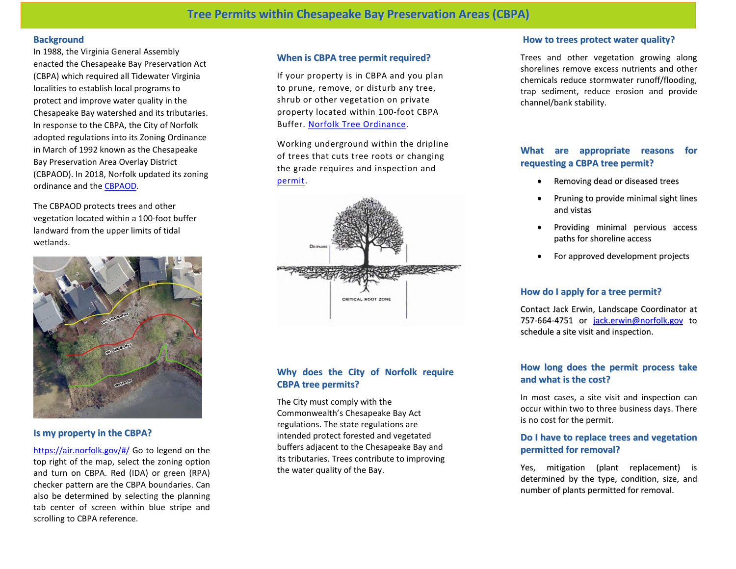# Tree Permits within Chesapeake Bay Preservation Areas (CBPA)

## Background

In 1988, the Virginia General Assembly enacted the Chesapeake Bay Preservation Act (CBPA) which required all Tidewater Virginia localities to establish local programs to protect and improve water quality in the Chesapeake Bay watershed and its tributaries. In response to the CBPA, the City of Norfolk adopted regulations into its Zoning Ordinance in March of 1992 known as the Chesapeake Bay Preservation Area Overlay District (CBPAOD). In 2018, Norfolk updated its zoning ordinance and the CBPAOD.

The CBPAOD protects trees and other vegetation located within a 100-foot buffer landward from the upper limits of tidal wetlands.

100' IDA Buffer

50' IDA Buffer

Wetlands

## Is my property in the CBPA?

https://air.norfolk.gov/#/ Go to legend on the top right of the map, select the zoning option and turn on CBPA. Red (IDA) or green (RPA) checker pattern are the CBPA boundaries. Can also be determined by selecting the planning tab center of screen within blue stripe and scrolling to CBPA reference.

## When is CBPA tree permit required?

If your property is in CBPA and you plan to prune, remove, or disturb any tree, shrub or other vegetation on private property located within 100-foot CBPA Buffer. Norfolk Tree Ordinance.

Working underground within the dripline of trees that cuts tree roots or changing the grade requires and inspection and permit.

DRIPLINE

CRITICAL ROOT ZONE

## Why does the City of Norfolk require CBPA tree permits?

The City must comply with the Commonwealth's Chesapeake Bay Act regulations. The state regulations are intended protect forested and vegetated buffers adjacent to the Chesapeake Bay and its tributaries. Trees contribute to improving the water quality of the Bay.

## How to trees protect water quality?

Trees and other vegetation growing along shorelines remove excess nutrients and other chemicals reduce stormwater runoff/flooding, trap sediment, reduce erosion and provide channel/bank stability.

## What are appropriate reasons for requesting a CBPA tree permit?

- Removing dead or diseased trees
- Pruning to provide minimal sight lines and vistas
- Providing minimal pervious access paths for shoreline access
- For approved development projects

## How do I apply for a tree permit?

Contact Jack Erwin, Landscape Coordinator at 757-664-4751 or jack.erwin@norfolk.gov to schedule a site visit and inspection.

## How long does the permit process take and what is the cost?

In most cases, a site visit and inspection can occur within two to three business days. There is no cost for the permit.

## Do I have to replace trees and vegetation permitted for removal?

Yes, mitigation (plant replacement) is determined by the type, condition, size, and number of plants permitted for removal.